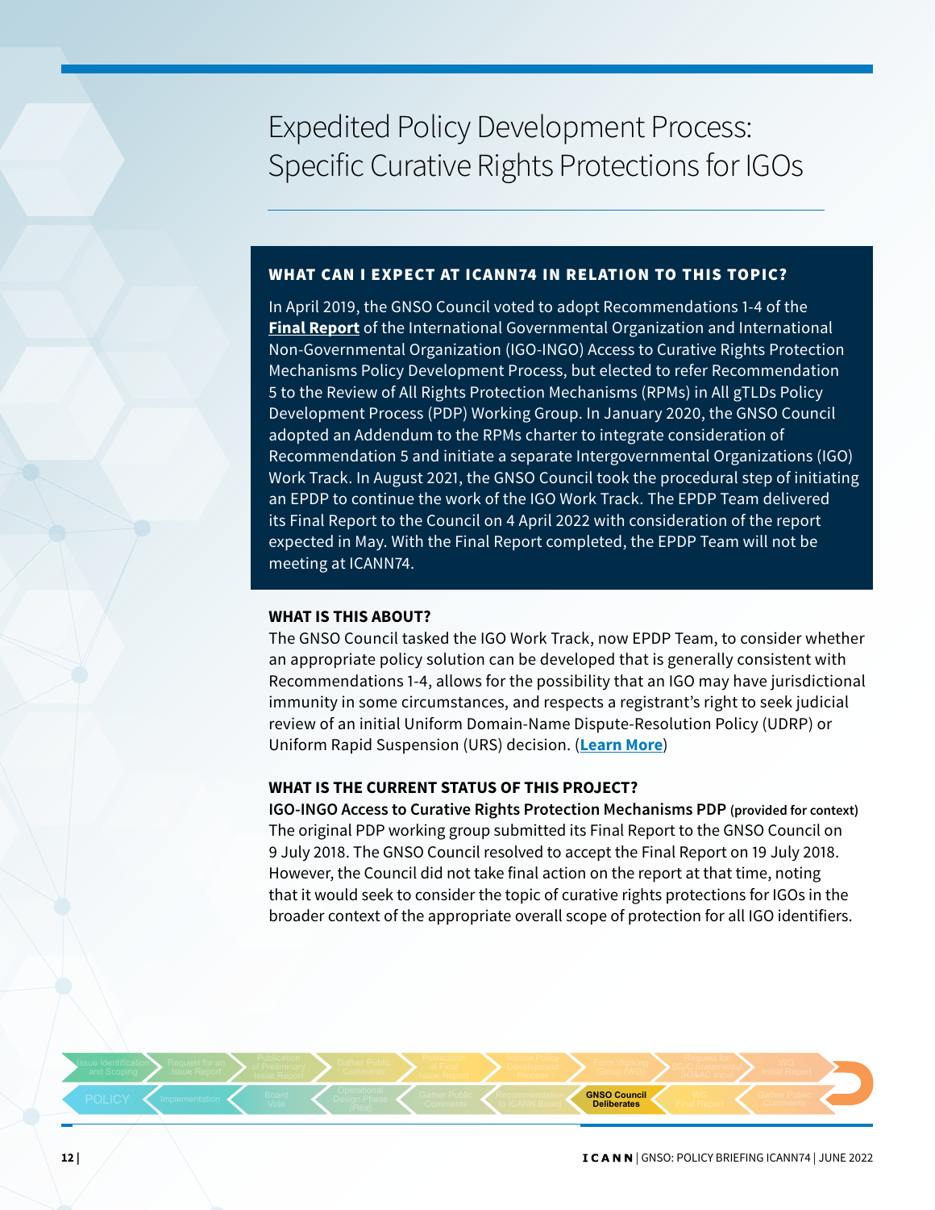# Expedited Policy Development Process: Specific Curative Rights Protections for IGOs

## WHAT CAN I EXPECT AT ICANN74 IN RELATION TO THIS TOPIC?

In April 2019, the GNSO Council voted to adopt Recommendations 1-4 of the **Final Report** of the International Governmental Organization and International Non-Governmental Organization (IGO-INGO) Access to Curative Rights Protection Mechanisms Policy Development Process, but elected to refer Recommendation 5 to the Review of All Rights Protection Mechanisms (RPMs) in All gTLDs Policy Development Process (PDP) Working Group. In January 2020, the GNSO Council adopted an Addendum to the RPMs charter to integrate consideration of Recommendation 5 and initiate a separate Intergovernmental Organizations (IGO) Work Track. In August 2021, the GNSO Council took the procedural step of initiating an EPDP to continue the work of the IGO Work Track. The EPDP Team delivered its Final Report to the Council on 4 April 2022 with consideration of the report expected in May. With the Final Report completed, the EPDP Team will not be meeting at ICANN74.

## WHAT IS THIS ABOUT?

The GNSO Council tasked the IGO Work Track, now EPDP Team, to consider whether an appropriate policy solution can be developed that is generally consistent with Recommendations 1-4, allows for the possibility that an IGO may have jurisdictional immunity in some circumstances, and respects a registrant's right to seek judicial review of an initial Uniform Domain-Name Dispute-Resolution Policy (UDRP) or Uniform Rapid Suspension (URS) decision. (**Learn More**)

## WHAT IS THE CURRENT STATUS OF THIS PROJECT?

**IGO-INGO Access to Curative Rights Protection Mechanisms PDP (provided for context)**

The original PDP working group submitted its Final Report to the GNSO Council on 9 July 2018. The GNSO Council resolved to accept the Final Report on 19 July 2018. However, the Council did not take final action on the report at that time, noting that it would seek to consider the topic of curative rights protections for IGOs in the broader context of the appropriate overall scope of protection for all IGO identifiers.

Issue Identification and Scoping → Request for an Issue Report → Publication of Preliminary Issue Report → Gather Public Comments → Publication of Final Issue Report → Initiate Policy Development Process → Form Working Group (WG) → Request for SG/C Statements SO&AC Input → WG Initial Report → Gather Public Comments → WG Final Report → **GNSO Council Deliberates** → Recommendation to ICANN Board → Gather Public Comments → Operational Design Phase (Pilot) → Board Vote → Implementation → POLICY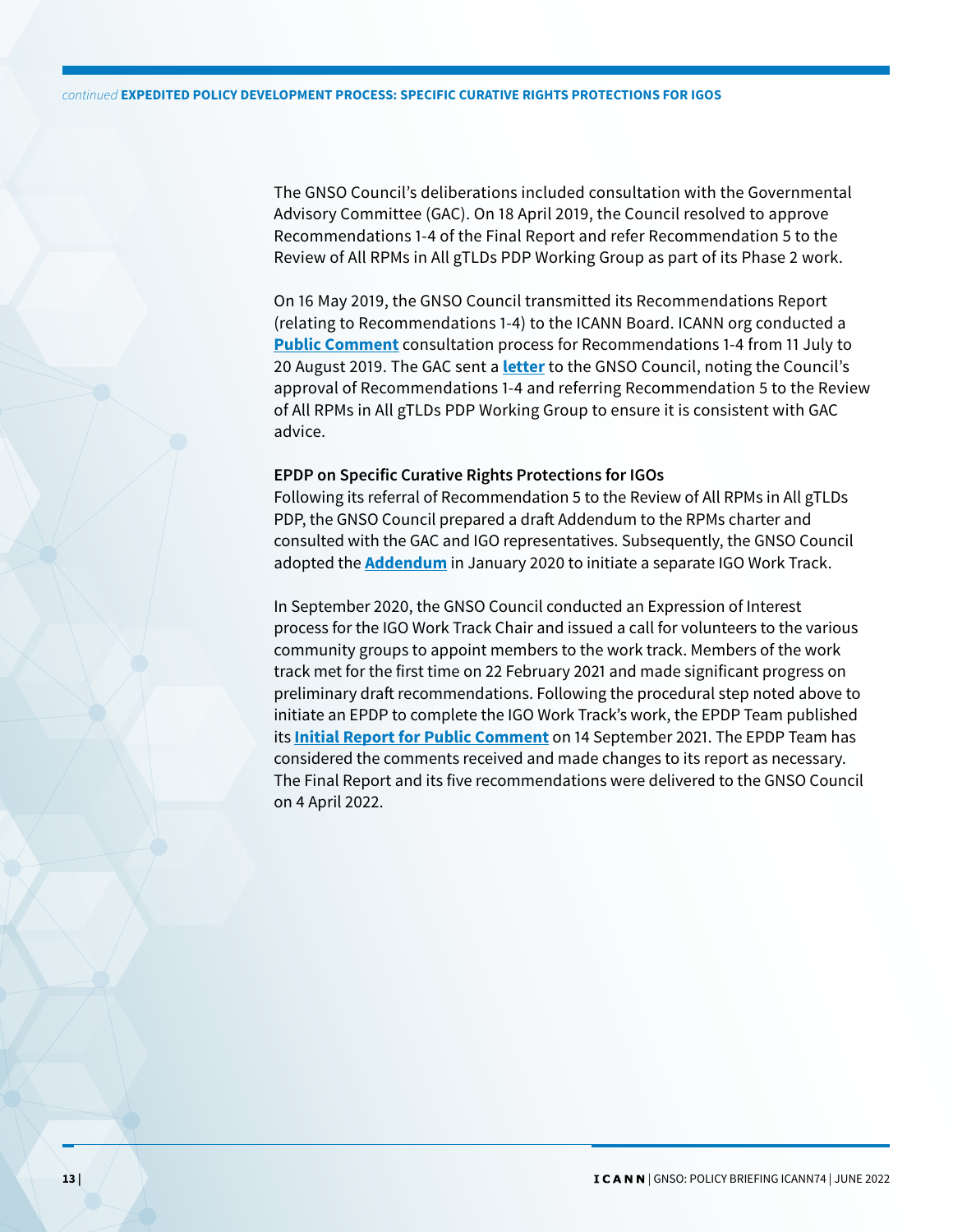The GNSO Council's deliberations included consultation with the Governmental Advisory Committee (GAC). On 18 April 2019, the Council resolved to approve Recommendations 1-4 of the Final Report and refer Recommendation 5 to the Review of All RPMs in All gTLDs PDP Working Group as part of its Phase 2 work.

On 16 May 2019, the GNSO Council transmitted its Recommendations Report (relating to Recommendations 1-4) to the ICANN Board. ICANN org conducted a **Public Comment** consultation process for Recommendations 1-4 from 11 July to 20 August 2019. The GAC sent a **letter** to the GNSO Council, noting the Council's approval of Recommendations 1-4 and referring Recommendation 5 to the Review of All RPMs in All gTLDs PDP Working Group to ensure it is consistent with GAC advice.

**EPDP on Specific Curative Rights Protections for IGOs**

Following its referral of Recommendation 5 to the Review of All RPMs in All gTLDs PDP, the GNSO Council prepared a draft Addendum to the RPMs charter and consulted with the GAC and IGO representatives. Subsequently, the GNSO Council adopted the **Addendum** in January 2020 to initiate a separate IGO Work Track.

In September 2020, the GNSO Council conducted an Expression of Interest process for the IGO Work Track Chair and issued a call for volunteers to the various community groups to appoint members to the work track. Members of the work track met for the first time on 22 February 2021 and made significant progress on preliminary draft recommendations. Following the procedural step noted above to initiate an EPDP to complete the IGO Work Track's work, the EPDP Team published its **Initial Report for Public Comment** on 14 September 2021. The EPDP Team has considered the comments received and made changes to its report as necessary. The Final Report and its five recommendations were delivered to the GNSO Council on 4 April 2022.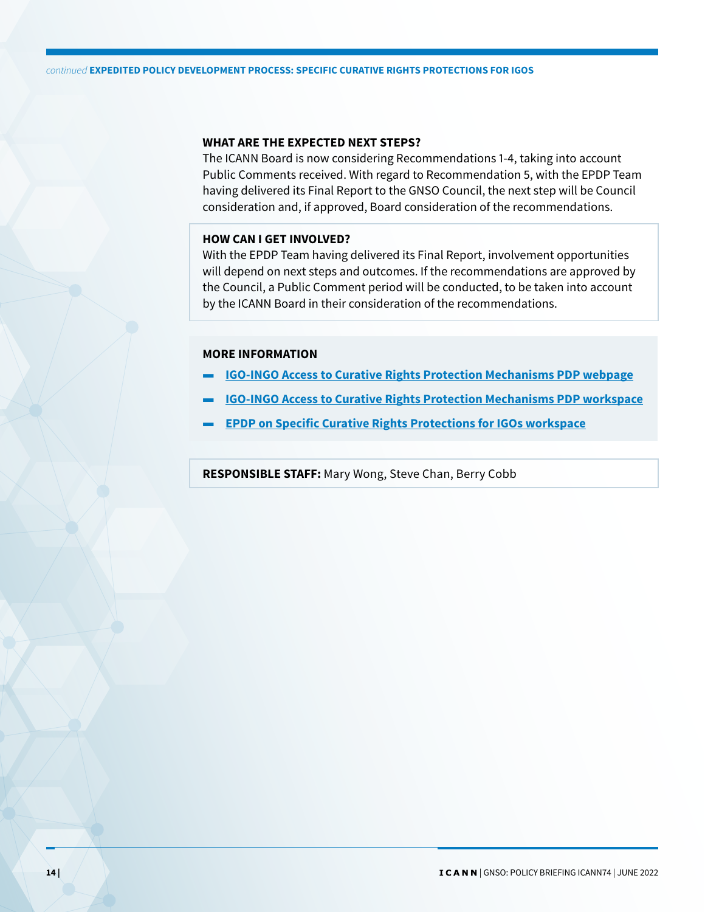### WHAT ARE THE EXPECTED NEXT STEPS?

The ICANN Board is now considering Recommendations 1-4, taking into account Public Comments received. With regard to Recommendation 5, with the EPDP Team having delivered its Final Report to the GNSO Council, the next step will be Council consideration and, if approved, Board consideration of the recommendations.

### HOW CAN I GET INVOLVED?

With the EPDP Team having delivered its Final Report, involvement opportunities will depend on next steps and outcomes. If the recommendations are approved by the Council, a Public Comment period will be conducted, to be taken into account by the ICANN Board in their consideration of the recommendations.

### MORE INFORMATION

- IGO-INGO Access to Curative Rights Protection Mechanisms PDP webpage
- IGO-INGO Access to Curative Rights Protection Mechanisms PDP workspace
- EPDP on Specific Curative Rights Protections for IGOs workspace

**RESPONSIBLE STAFF:** Mary Wong, Steve Chan, Berry Cobb